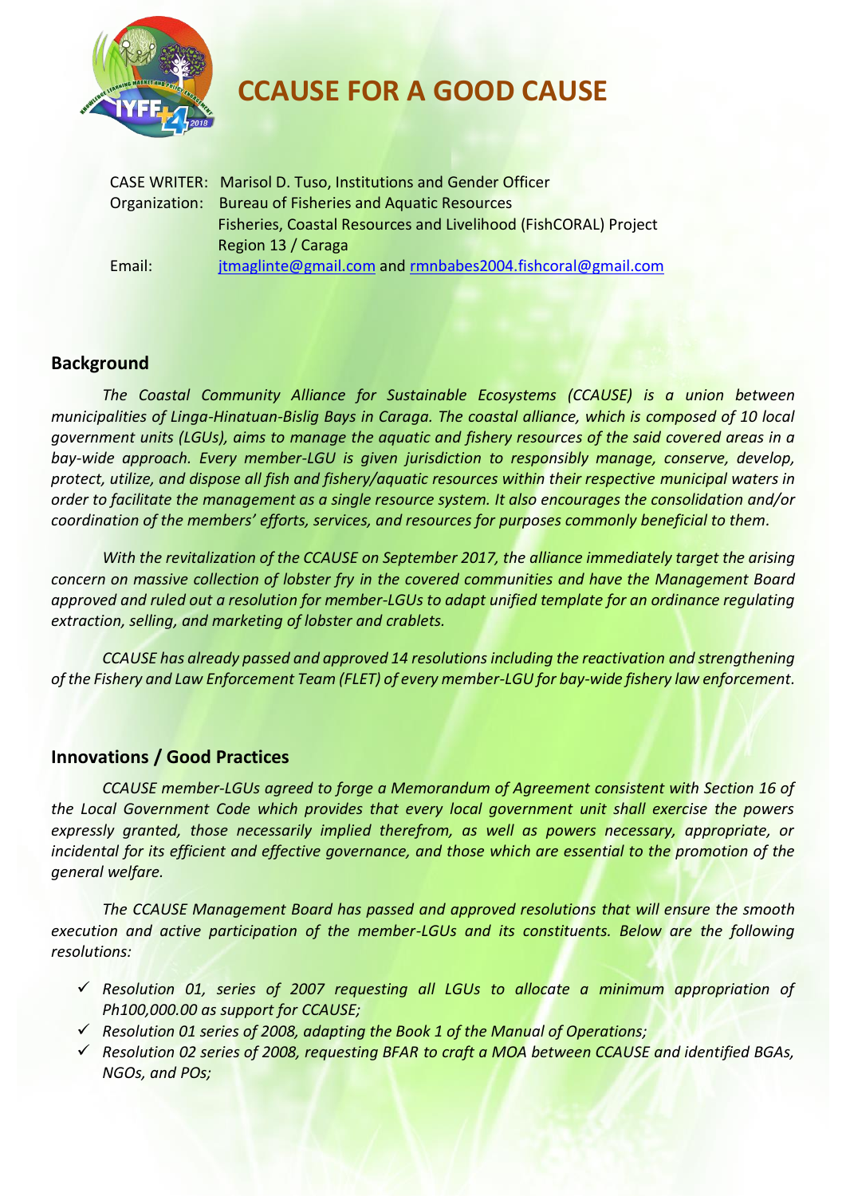# CCAUSE FOR A GOOD CAUSE

CASE WRITER: Marisol D. Tuso, Institutions and Gender Officer
Organization: Bureau of Fisheries and Aquatic Resources
Fisheries, Coastal Resources and Livelihood (FishCORAL) Project
Region 13 / Caraga
Email: jtmaglinte@gmail.com and rmnbabes2004.fishcoral@gmail.com

## Background

*The Coastal Community Alliance for Sustainable Ecosystems (CCAUSE) is a union between municipalities of Linga-Hinatuan-Bislig Bays in Caraga. The coastal alliance, which is composed of 10 local government units (LGUs), aims to manage the aquatic and fishery resources of the said covered areas in a bay-wide approach. Every member-LGU is given jurisdiction to responsibly manage, conserve, develop, protect, utilize, and dispose all fish and fishery/aquatic resources within their respective municipal waters in order to facilitate the management as a single resource system. It also encourages the consolidation and/or coordination of the members' efforts, services, and resources for purposes commonly beneficial to them.*

*With the revitalization of the CCAUSE on September 2017, the alliance immediately target the arising concern on massive collection of lobster fry in the covered communities and have the Management Board approved and ruled out a resolution for member-LGUs to adapt unified template for an ordinance regulating extraction, selling, and marketing of lobster and crablets.*

*CCAUSE has already passed and approved 14 resolutions including the reactivation and strengthening of the Fishery and Law Enforcement Team (FLET) of every member-LGU for bay-wide fishery law enforcement.*

## Innovations / Good Practices

*CCAUSE member-LGUs agreed to forge a Memorandum of Agreement consistent with Section 16 of the Local Government Code which provides that every local government unit shall exercise the powers expressly granted, those necessarily implied therefrom, as well as powers necessary, appropriate, or incidental for its efficient and effective governance, and those which are essential to the promotion of the general welfare.*

*The CCAUSE Management Board has passed and approved resolutions that will ensure the smooth execution and active participation of the member-LGUs and its constituents. Below are the following resolutions:*

- ✓ *Resolution 01, series of 2007 requesting all LGUs to allocate a minimum appropriation of Ph100,000.00 as support for CCAUSE;*
- ✓ *Resolution 01 series of 2008, adapting the Book 1 of the Manual of Operations;*
- ✓ *Resolution 02 series of 2008, requesting BFAR to craft a MOA between CCAUSE and identified BGAs, NGOs, and POs;*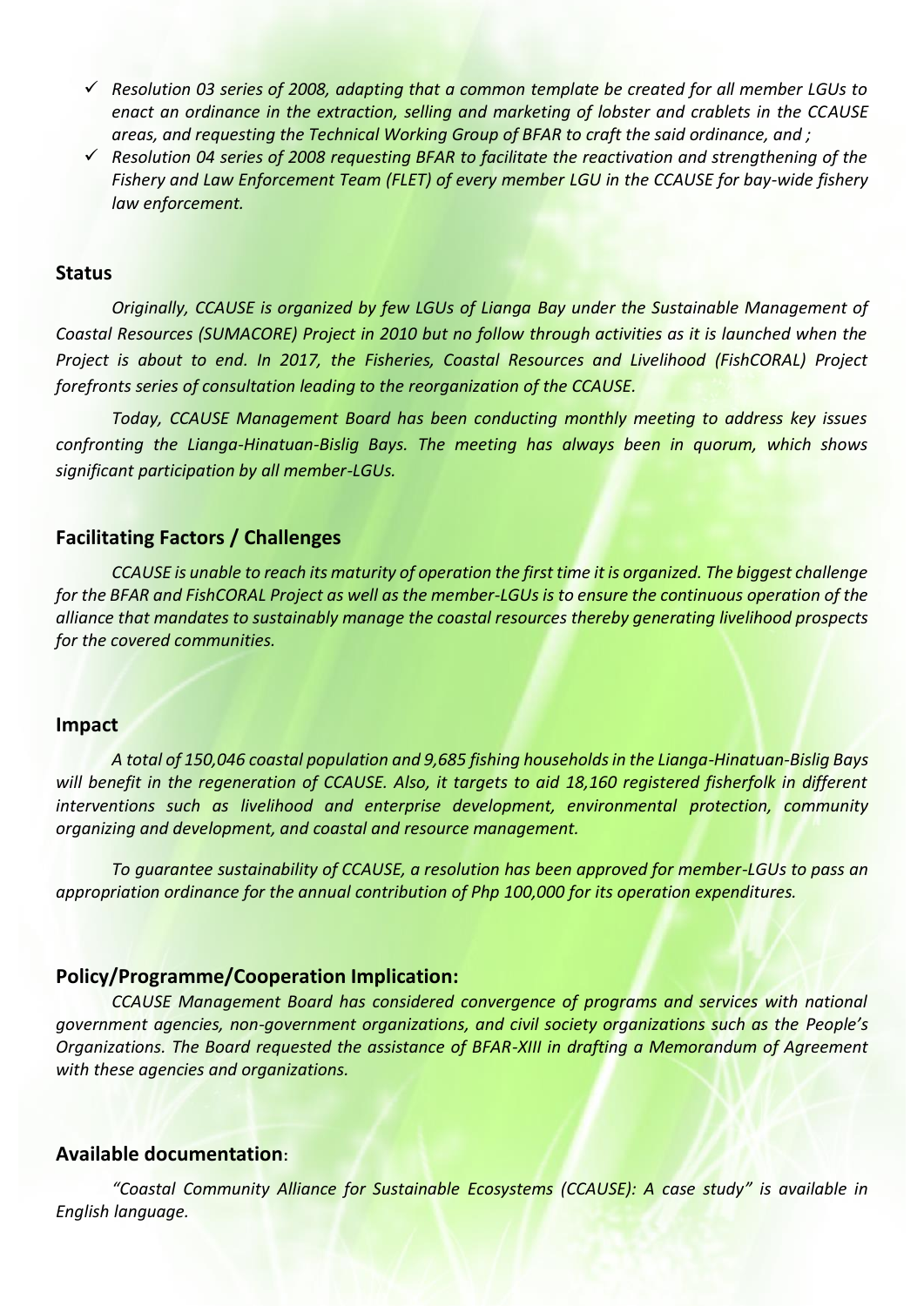- ✓ *Resolution 03 series of 2008, adapting that a common template be created for all member LGUs to enact an ordinance in the extraction, selling and marketing of lobster and crablets in the CCAUSE areas, and requesting the Technical Working Group of BFAR to craft the said ordinance, and ;*
- ✓ *Resolution 04 series of 2008 requesting BFAR to facilitate the reactivation and strengthening of the Fishery and Law Enforcement Team (FLET) of every member LGU in the CCAUSE for bay-wide fishery law enforcement.*

## Status

*Originally, CCAUSE is organized by few LGUs of Lianga Bay under the Sustainable Management of Coastal Resources (SUMACORE) Project in 2010 but no follow through activities as it is launched when the Project is about to end. In 2017, the Fisheries, Coastal Resources and Livelihood (FishCORAL) Project forefronts series of consultation leading to the reorganization of the CCAUSE.*

*Today, CCAUSE Management Board has been conducting monthly meeting to address key issues confronting the Lianga-Hinatuan-Bislig Bays. The meeting has always been in quorum, which shows significant participation by all member-LGUs.*

## Facilitating Factors / Challenges

*CCAUSE is unable to reach its maturity of operation the first time it is organized. The biggest challenge for the BFAR and FishCORAL Project as well as the member-LGUs is to ensure the continuous operation of the alliance that mandates to sustainably manage the coastal resources thereby generating livelihood prospects for the covered communities.*

## Impact

*A total of 150,046 coastal population and 9,685 fishing households in the Lianga-Hinatuan-Bislig Bays will benefit in the regeneration of CCAUSE. Also, it targets to aid 18,160 registered fisherfolk in different interventions such as livelihood and enterprise development, environmental protection, community organizing and development, and coastal and resource management.*

*To guarantee sustainability of CCAUSE, a resolution has been approved for member-LGUs to pass an appropriation ordinance for the annual contribution of Php 100,000 for its operation expenditures.*

## Policy/Programme/Cooperation Implication:

*CCAUSE Management Board has considered convergence of programs and services with national government agencies, non-government organizations, and civil society organizations such as the People's Organizations. The Board requested the assistance of BFAR-XIII in drafting a Memorandum of Agreement with these agencies and organizations.*

## Available documentation:

*"Coastal Community Alliance for Sustainable Ecosystems (CCAUSE): A case study" is available in English language.*